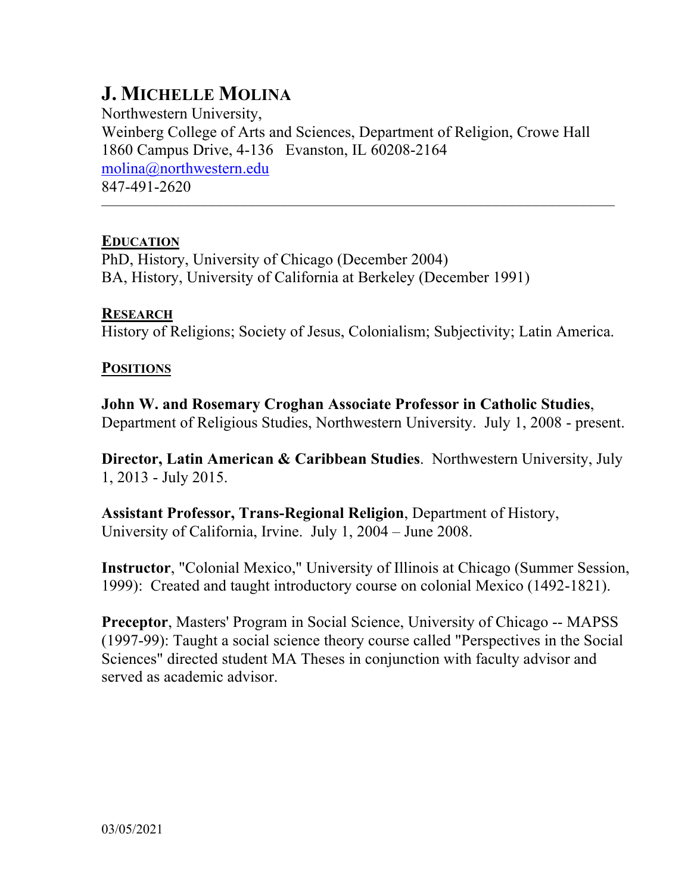# J. MICHELLE MOLINA

Northwestern University,
Weinberg College of Arts and Sciences, Department of Religion, Crowe Hall
1860 Campus Drive, 4-136   Evanston, IL 60208-2164
molina@northwestern.edu
847-491-2620

---

## EDUCATION

PhD, History, University of Chicago (December 2004)
BA, History, University of California at Berkeley (December 1991)

## RESEARCH

History of Religions; Society of Jesus, Colonialism; Subjectivity; Latin America.

## POSITIONS

**John W. and Rosemary Croghan Associate Professor in Catholic Studies**, Department of Religious Studies, Northwestern University. July 1, 2008 - present.

**Director, Latin American & Caribbean Studies**. Northwestern University, July 1, 2013 - July 2015.

**Assistant Professor, Trans-Regional Religion**, Department of History, University of California, Irvine. July 1, 2004 – June 2008.

**Instructor**, "Colonial Mexico," University of Illinois at Chicago (Summer Session, 1999): Created and taught introductory course on colonial Mexico (1492-1821).

**Preceptor**, Masters' Program in Social Science, University of Chicago -- MAPSS (1997-99): Taught a social science theory course called "Perspectives in the Social Sciences" directed student MA Theses in conjunction with faculty advisor and served as academic advisor.

03/05/2021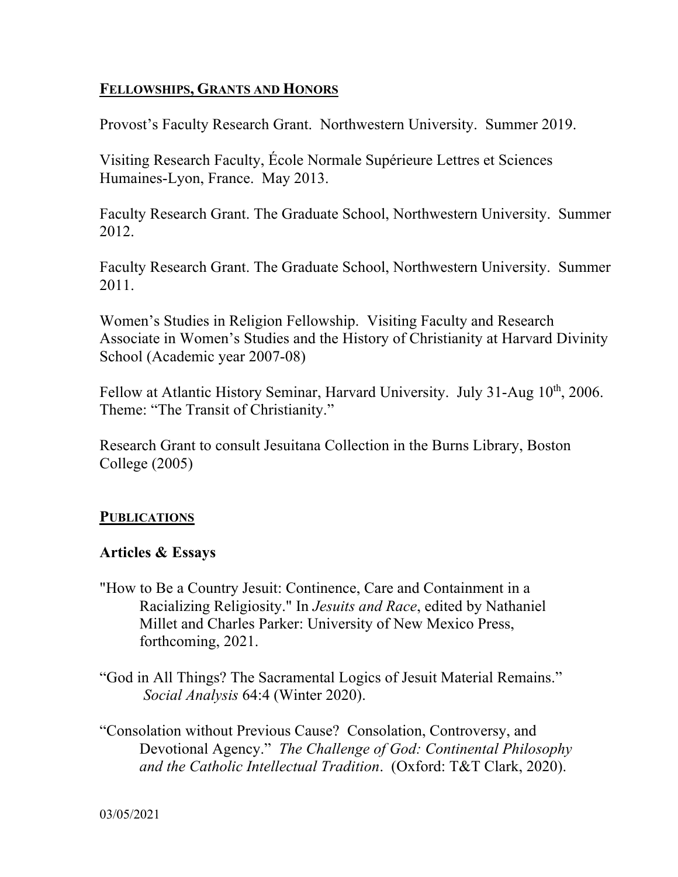## Fellowships, Grants and Honors

Provost's Faculty Research Grant. Northwestern University. Summer 2019.

Visiting Research Faculty, École Normale Supérieure Lettres et Sciences Humaines-Lyon, France. May 2013.

Faculty Research Grant. The Graduate School, Northwestern University. Summer 2012.

Faculty Research Grant. The Graduate School, Northwestern University. Summer 2011.

Women's Studies in Religion Fellowship. Visiting Faculty and Research Associate in Women's Studies and the History of Christianity at Harvard Divinity School (Academic year 2007-08)

Fellow at Atlantic History Seminar, Harvard University. July 31-Aug 10th, 2006. Theme: "The Transit of Christianity."

Research Grant to consult Jesuitana Collection in the Burns Library, Boston College (2005)

## Publications

### Articles & Essays

"How to Be a Country Jesuit: Continence, Care and Containment in a Racializing Religiosity." In *Jesuits and Race*, edited by Nathaniel Millet and Charles Parker: University of New Mexico Press, forthcoming, 2021.

"God in All Things? The Sacramental Logics of Jesuit Material Remains." *Social Analysis* 64:4 (Winter 2020).

"Consolation without Previous Cause? Consolation, Controversy, and Devotional Agency." *The Challenge of God: Continental Philosophy and the Catholic Intellectual Tradition*. (Oxford: T&T Clark, 2020).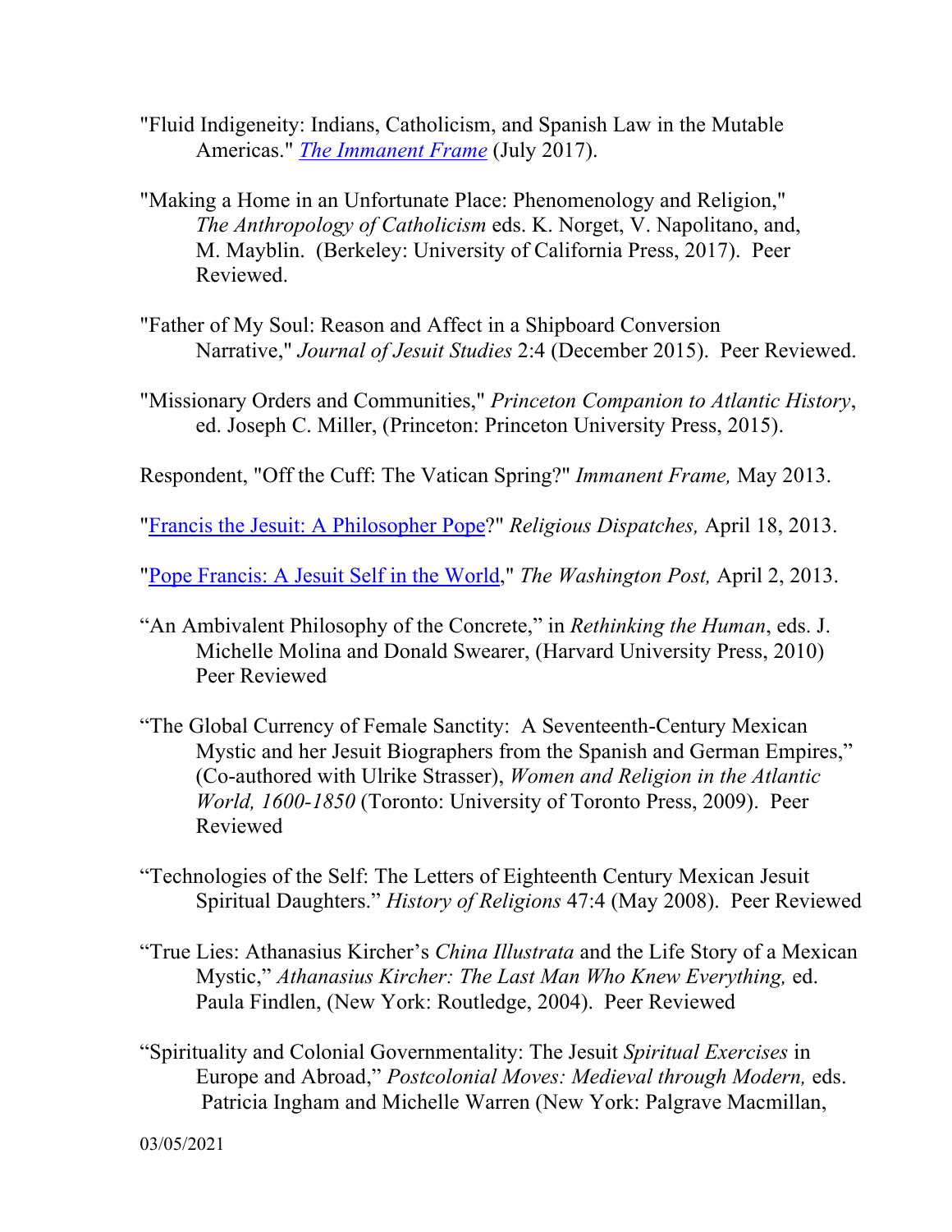"Fluid Indigeneity: Indians, Catholicism, and Spanish Law in the Mutable Americas." [*The Immanent Frame*]() (July 2017).

"Making a Home in an Unfortunate Place: Phenomenology and Religion," *The Anthropology of Catholicism* eds. K. Norget, V. Napolitano, and, M. Mayblin. (Berkeley: University of California Press, 2017). Peer Reviewed.

"Father of My Soul: Reason and Affect in a Shipboard Conversion Narrative," *Journal of Jesuit Studies* 2:4 (December 2015). Peer Reviewed.

"Missionary Orders and Communities," *Princeton Companion to Atlantic History*, ed. Joseph C. Miller, (Princeton: Princeton University Press, 2015).

Respondent, "Off the Cuff: The Vatican Spring?" *Immanent Frame,* May 2013.

"[Francis the Jesuit: A Philosopher Pope]()?" *Religious Dispatches,* April 18, 2013.

"[Pope Francis: A Jesuit Self in the World]()," *The Washington Post,* April 2, 2013.

"An Ambivalent Philosophy of the Concrete," in *Rethinking the Human*, eds. J. Michelle Molina and Donald Swearer, (Harvard University Press, 2010) Peer Reviewed

"The Global Currency of Female Sanctity: A Seventeenth-Century Mexican Mystic and her Jesuit Biographers from the Spanish and German Empires," (Co-authored with Ulrike Strasser), *Women and Religion in the Atlantic World, 1600-1850* (Toronto: University of Toronto Press, 2009). Peer Reviewed

"Technologies of the Self: The Letters of Eighteenth Century Mexican Jesuit Spiritual Daughters." *History of Religions* 47:4 (May 2008). Peer Reviewed

"True Lies: Athanasius Kircher's *China Illustrata* and the Life Story of a Mexican Mystic," *Athanasius Kircher: The Last Man Who Knew Everything,* ed. Paula Findlen, (New York: Routledge, 2004). Peer Reviewed

"Spirituality and Colonial Governmentality: The Jesuit *Spiritual Exercises* in Europe and Abroad," *Postcolonial Moves: Medieval through Modern,* eds. Patricia Ingham and Michelle Warren (New York: Palgrave Macmillan,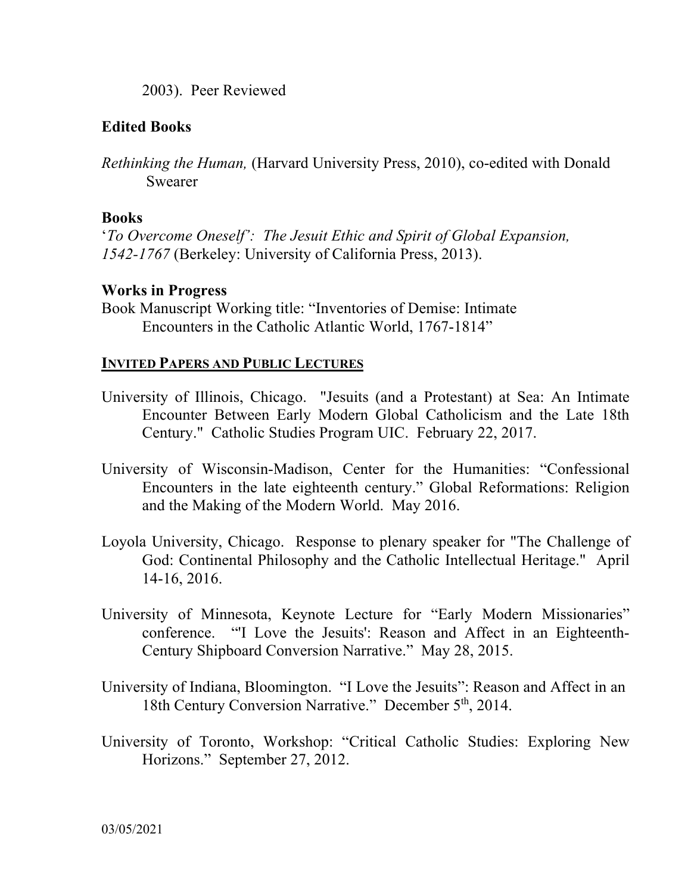2003). Peer Reviewed

**Edited Books**

*Rethinking the Human,* (Harvard University Press, 2010), co-edited with Donald Swearer

**Books**

'*To Overcome Oneself': The Jesuit Ethic and Spirit of Global Expansion, 1542-1767* (Berkeley: University of California Press, 2013).

**Works in Progress**

Book Manuscript Working title: "Inventories of Demise: Intimate Encounters in the Catholic Atlantic World, 1767-1814"

## INVITED PAPERS AND PUBLIC LECTURES

University of Illinois, Chicago. "Jesuits (and a Protestant) at Sea: An Intimate Encounter Between Early Modern Global Catholicism and the Late 18th Century." Catholic Studies Program UIC. February 22, 2017.

University of Wisconsin-Madison, Center for the Humanities: "Confessional Encounters in the late eighteenth century." Global Reformations: Religion and the Making of the Modern World. May 2016.

Loyola University, Chicago. Response to plenary speaker for "The Challenge of God: Continental Philosophy and the Catholic Intellectual Heritage." April 14-16, 2016.

University of Minnesota, Keynote Lecture for "Early Modern Missionaries" conference. "'I Love the Jesuits': Reason and Affect in an Eighteenth-Century Shipboard Conversion Narrative." May 28, 2015.

University of Indiana, Bloomington. "I Love the Jesuits": Reason and Affect in an 18th Century Conversion Narrative." December 5th, 2014.

University of Toronto, Workshop: "Critical Catholic Studies: Exploring New Horizons." September 27, 2012.

03/05/2021